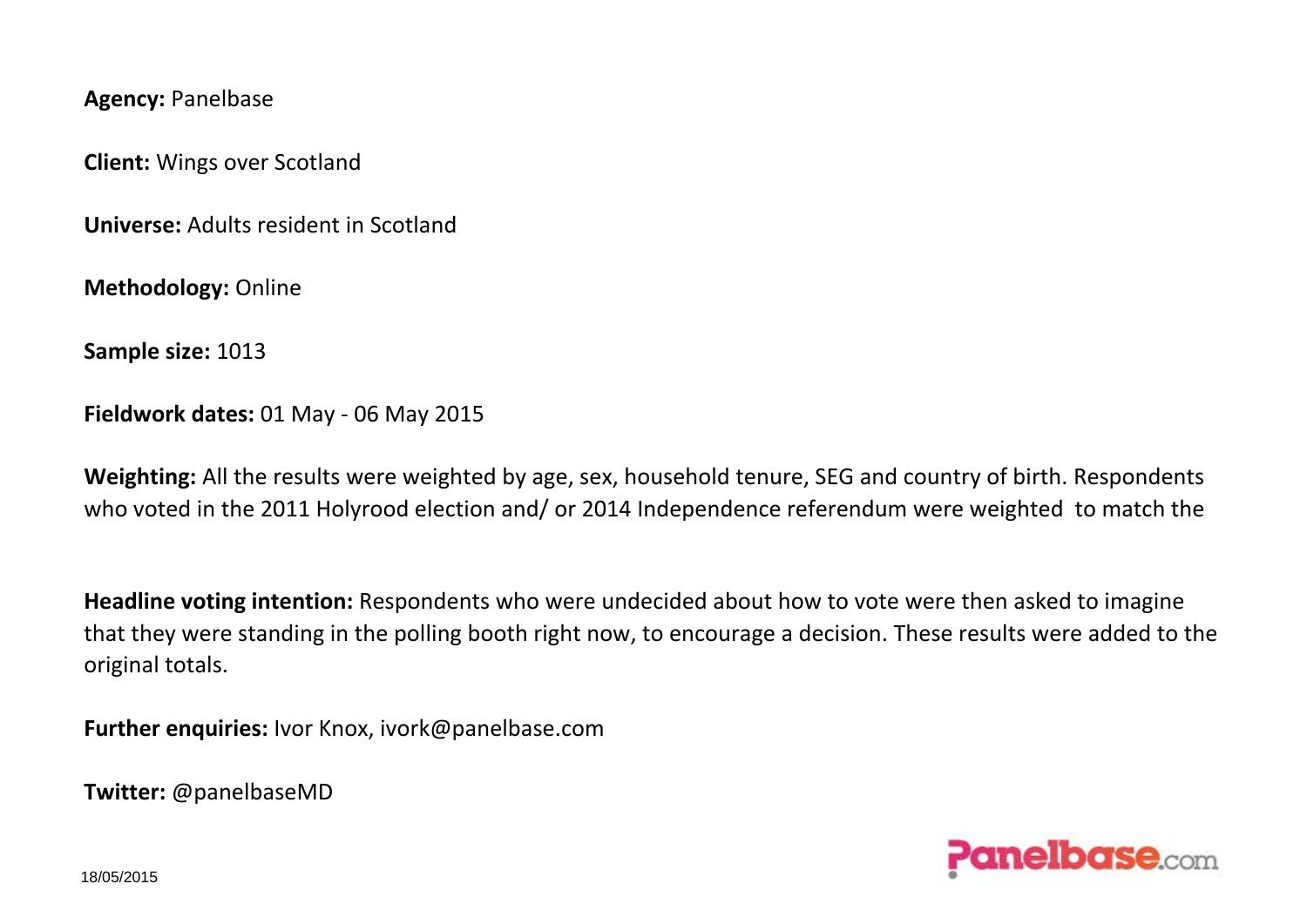**Agency:** Panelbase

**Client:** Wings over Scotland

**Universe:** Adults resident in Scotland

**Methodology:** Online

**Sample size:** 1013

**Fieldwork dates:** 01 May - 06 May 2015

**Weighting:** All the results were weighted by age, sex, household tenure, SEG and country of birth. Respondents who voted in the 2011 Holyrood election and/ or 2014 Independence referendum were weighted to match the

**Headline voting intention:** Respondents who were undecided about how to vote were then asked to imagine that they were standing in the polling booth right now, to encourage a decision. These results were added to the original totals.

**Further enquiries:** Ivor Knox, ivork@panelbase.com

**Twitter:** @panelbaseMD

18/05/2015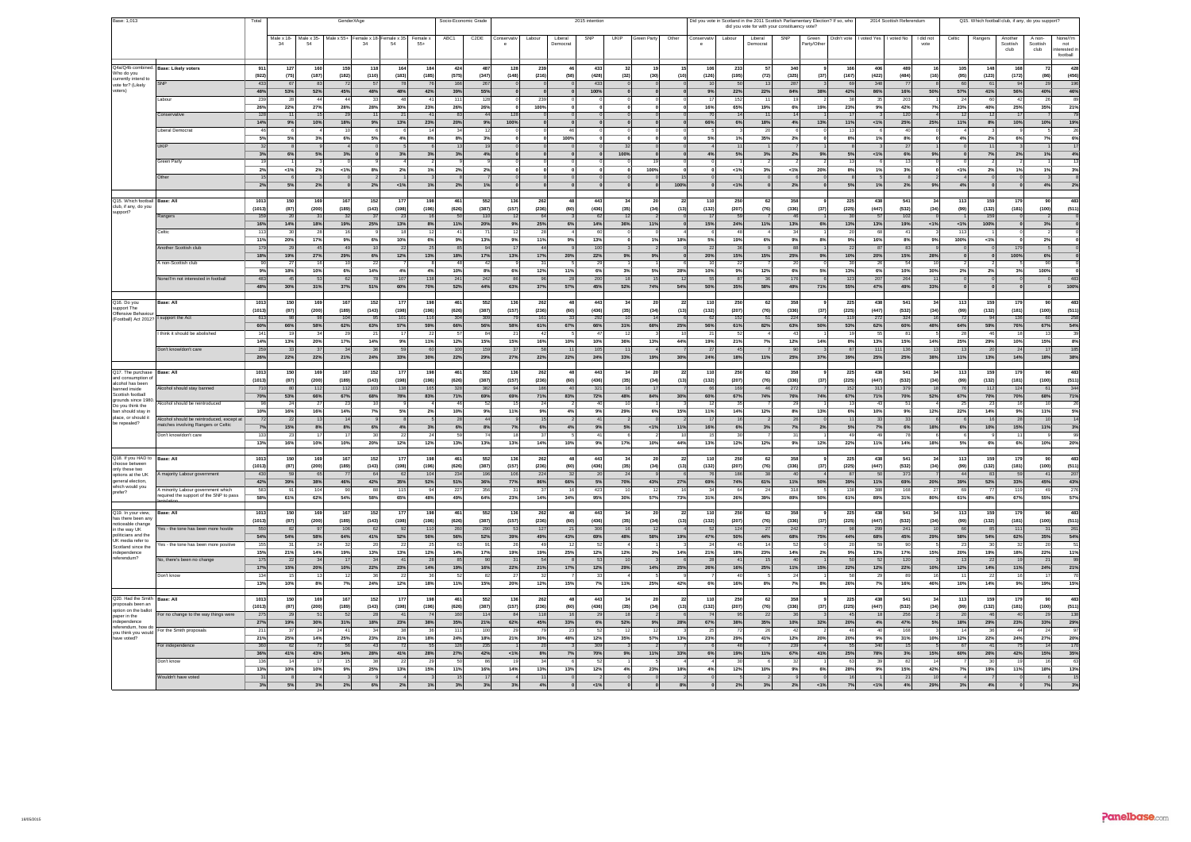Base: 1,013

| Question | Response | Total | Male x 18-34 | Male x 35-54 | Male x 55+ | Female x 18-34 | Female x 35-54 | Female x 55+ | ABC1 | C2DE | Conservative | Labour | Liberal Democrat | SNP | UKIP | Green Party | Other | Conservative | Labour | Liberal Democrat | SNP | Green Party/Other | Didn't vote | I voted Yes | I voted No | I did not vote | Celtic | Rangers | Another Scottish club | A non-Scottish club | None/I'm not interested in football |
|---|---|---|---|---|---|---|---|---|---|---|---|---|---|---|---|---|---|---|---|---|---|---|---|---|---|---|---|---|---|---|---|
| | | | Gender/Age | | | | | | Socio-Economic Grade | | 2015 intention | | | | | | | Did you vote in Scotland in the 2011 Scottish Parliamentary Election? If so, who did you vote for with your constituency vote? | | | | | | 2014 Scottish Referendum | | | Q15. Which football club, if any, do you support? | | | | |
| Q4a/Q4b combined. Who do you currently intend to vote for? (Likely voters) | Base: Likely voters | 911 | 127 | 160 | 159 | 118 | 164 | 184 | 424 | 487 | 128 | 239 | 46 | 433 | 32 | 19 | 15 | 106 | 233 | 57 | 340 | 9 | 166 | 406 | 489 | 16 | 105 | 148 | 168 | 72 | 420 |
| | | (922) | (75) | (187) | (182) | (110) | (183) | (186) | (575) | (347) | (148) | (216) | (58) | (428) | (32) | (30) | (10) | (126) | (195) | (72) | (325) | (37) | (167) | (422) | (484) | (16) | (95) | (123) | (172) | (86) | (456) |
| | SNP | 433 | 67 | 83 | 72 | 57 | 78 | 76 | 166 | 267 | 0 | 0 | 0 | 433 | 0 | 0 | 0 | 10 | 50 | 13 | 287 | 3 | 69 | 348 | 77 | 8 | 60 | 61 | 94 | 29 | 196 |
| | | 48% | 53% | 52% | 45% | 48% | 48% | 42% | 39% | 55% | 0 | 0 | 0 | 100% | 0 | 0 | 0 | 9% | 22% | 22% | 84% | 38% | 42% | 86% | 16% | 50% | 57% | 41% | 56% | 40% | 46% |
| | Labour | 239 | 28 | 44 | 33 | 48 | 48 | 41 | 111 | 128 | 0 | 239 | 0 | 0 | 0 | 0 | 0 | 17 | 152 | 11 | 19 | 2 | 38 | 35 | 203 | 1 | 24 | 60 | 42 | 26 | 89 |
| | | 26% | 22% | 27% | 28% | 28% | 30% | 23% | 26% | 26% | 0 | 100% | 0 | 0 | 0 | 0 | 0 | 16% | 65% | 19% | 6% | 19% | 23% | 9% | 42% | 7% | 23% | 40% | 25% | 35% | 21% |
| | Conservative | 128 | 11 | 15 | 29 | 11 | 21 | 41 | 83 | 44 | 128 | 0 | 0 | 0 | 0 | 0 | 0 | 70 | 14 | 11 | 14 | 1 | 17 | 3 | 120 | 4 | 12 | 12 | 17 | 7 | 79 |
| | | 14% | 9% | 10% | 18% | 9% | 13% | 23% | 20% | 9% | 100% | 0 | 0 | 0 | 0 | 0 | 0 | 66% | 6% | 18% | 4% | 13% | 11% | <1% | 25% | 25% | 11% | 8% | 10% | 10% | 19% |
| | Liberal Democrat | 46 | 6 | 4 | 10 | 6 | 6 | 14 | 34 | 12 | 0 | 0 | 46 | 0 | 0 | 0 | 0 | 5 | 3 | 20 | 9 | 0 | 13 | 6 | 40 | 0 | 4 | 3 | 9 | 5 | 26 |
| | | 5% | 5% | 3% | 6% | 5% | 4% | 8% | 8% | 3% | 0 | 0 | 100% | 0 | 0 | 0 | 0 | 5% | 1% | 35% | 2% | 0 | 8% | 1% | 8% | 0 | 4% | 2% | 6% | 7% | 6% |
| | UKIP | 32 | 8 | 9 | 4 | 0 | 5 | 6 | 13 | 19 | 0 | 0 | 0 | 0 | 32 | 0 | 0 | 4 | 11 | 1 | 7 | 1 | 8 | 3 | 27 | 1 | 0 | 11 | 3 | 1 | 17 |
| | | 3% | 6% | 5% | 3% | 0 | 3% | 3% | 3% | 4% | 0 | 0 | 0 | 0 | 100% | 0 | 0 | 4% | 5% | 3% | 2% | 9% | 5% | <1% | 6% | 9% | 0 | 7% | 2% | 1% | 4% |
| | Green Party | 19 | 1 | 3 | 0 | 9 | 4 | 2 | 9 | 9 | 0 | 0 | 0 | 0 | 0 | 19 | 0 | 0 | 1 | 2 | 2 | 2 | 13 | 6 | 13 | 0 | 0 | 2 | 2 | 1 | 13 |
| | | 2% | <1% | 2% | <1% | 8% | 2% | 1% | 2% | 2% | 0 | 0 | 0 | 0 | 0 | 100% | 0 | 0 | <1% | 3% | <1% | 20% | 8% | 1% | 3% | 0 | <1% | 2% | 1% | 1% | 3% |
| | Other | 15 | 6 | 3 | 0 | 2 | 1 | 3 | 8 | 7 | 0 | 0 | 0 | 0 | 0 | 0 | 15 | 0 | 1 | 0 | 0 | 0 | 8 | 5 | 8 | 2 | 4 | 0 | 0 | 3 | 8 |
| | | 2% | 5% | 2% | 0 | 2% | <1% | 1% | 2% | 1% | 0 | 0 | 0 | 0 | 0 | 0 | 100% | 0 | <1% | 0 | 0 | 0 | 5% | 1% | 2% | 9% | 4% | 0 | 0 | 4% | 2% |
| Q15. Which football club, if any, do you support? | Base: All | 1013 | 150 | 169 | 167 | 152 | 177 | 198 | 461 | 552 | 136 | 262 | 48 | 443 | 34 | 20 | 22 | 110 | 250 | 62 | 358 | 9 | 225 | 438 | 541 | 34 | 113 | 159 | 179 | 90 | 483 |
| | | (1013) | (87) | (200) | (189) | (143) | (198) | (196) | (626) | (387) | (157) | (236) | (60) | (436) | (35) | (34) | (13) | (132) | (207) | (76) | (336) | (37) | (225) | (447) | (532) | (34) | (99) | (132) | (181) | (100) | (511) |
| | Rangers | 159 | 20 | 31 | 32 | 37 | 23 | 16 | 50 | 110 | 12 | 64 | 3 | 62 | 12 | 2 | 0 | 17 | 59 | 7 | 46 | 1 | 30 | 57 | 102 | 0 | 1 | 159 | 0 | 2 | 0 |
| | | 16% | 14% | 18% | 19% | 25% | 13% | 8% | 11% | 20% | 9% | 25% | 6% | 14% | 36% | 11% | 0 | 15% | 24% | 11% | 13% | 6% | 13% | 13% | 19% | <1% | <1% | 100% | 0 | 3% | 0 |
| | Celtic | 113 | 30 | 28 | 16 | 9 | 18 | 12 | 41 | 71 | 12 | 28 | 4 | 60 | 0 | 0 | 4 | 6 | 48 | 4 | 34 | 0 | 20 | 68 | 41 | 3 | 113 | 1 | 0 | 0 | 0 |
| | | 11% | 20% | 17% | 9% | 6% | 10% | 6% | 9% | 13% | 9% | 11% | 9% | 13% | 0 | 1% | 18% | 5% | 19% | 6% | 9% | 8% | 9% | 16% | 8% | 9% | 100% | <1% | 0 | 2% | 0 |
| | Another Scottish club | 179 | 29 | 45 | 49 | 10 | 22 | 25 | 85 | 94 | 17 | 44 | 9 | 100 | 3 | 2 | 4 | 22 | 36 | 9 | 88 | 1 | 22 | 87 | 83 | 9 | 0 | 0 | 179 | 5 | 0 |
| | | 18% | 19% | 27% | 29% | 6% | 12% | 13% | 18% | 17% | 13% | 17% | 20% | 22% | 9% | 9% | 20% | 20% | 15% | 15% | 25% | 9% | 10% | 20% | 15% | 28% | 0 | 0 | 100% | 6% | 0 |
| | A non-Scottish club | 90 | 27 | 16 | 10 | 22 | 7 | 8 | 48 | 42 | 9 | 31 | 5 | 29 | 1 | 1 | 6 | 10 | 22 | 7 | 20 | 0 | 30 | 26 | 54 | 10 | 2 | 2 | 5 | 90 | 0 |
| | | 9% | 18% | 10% | 6% | 14% | 4% | 4% | 10% | 8% | 6% | 12% | 11% | 6% | 3% | 5% | 28% | 10% | 9% | 12% | 6% | 5% | 13% | 6% | 10% | 30% | 2% | 2% | 3% | 100% | 0 |
| | None/I'm not interested in football | 483 | 45 | 53 | 62 | 78 | 107 | 138 | 241 | 242 | 86 | 96 | 28 | 200 | 18 | 15 | 12 | 55 | 87 | 36 | 176 | 6 | 123 | 207 | 264 | 11 | 0 | 0 | 0 | 0 | 483 |
| | | 48% | 30% | 31% | 37% | 51% | 60% | 70% | 52% | 44% | 63% | 37% | 57% | 45% | 52% | 74% | 54% | 50% | 35% | 58% | 49% | 71% | 55% | 47% | 49% | 33% | 0 | 0 | 0 | 0 | 100% |
| Q16. Do you support the Offensive Behaviour (Football) Act 2012? | Base: All | 1013 | 150 | 169 | 167 | 152 | 177 | 198 | 461 | 552 | 136 | 262 | 48 | 443 | 34 | 20 | 22 | 110 | 250 | 62 | 358 | 9 | 225 | 438 | 541 | 34 | 113 | 159 | 179 | 90 | 483 |
| | | (1013) | (87) | (200) | (189) | (143) | (198) | (196) | (626) | (387) | (157) | (236) | (60) | (436) | (35) | (34) | (13) | (132) | (207) | (76) | (336) | (37) | (225) | (447) | (532) | (34) | (99) | (132) | (181) | (100) | (511) |
| | I support the Act | 613 | 98 | 98 | 104 | 95 | 101 | 116 | 304 | 309 | 79 | 161 | 33 | 292 | 10 | 14 | 6 | 62 | 152 | 51 | 224 | 4 | 119 | 272 | 324 | 16 | 72 | 94 | 136 | 60 | 250 |
| | | 60% | 66% | 58% | 62% | 63% | 57% | 59% | 66% | 56% | 58% | 61% | 67% | 66% | 31% | 68% | 25% | 56% | 61% | 82% | 63% | 50% | 53% | 62% | 60% | 48% | 64% | 59% | 76% | 67% | 54% |
| | I think it should be abolished | 141 | 19 | 34 | 29 | 21 | 17 | 22 | 57 | 84 | 21 | 42 | 5 | 47 | 12 | 3 | 10 | 21 | 52 | 4 | 43 | 1 | 19 | 55 | 81 | 5 | 28 | 46 | 18 | 13 | 39 |
| | | 14% | 13% | 20% | 17% | 14% | 9% | 11% | 12% | 15% | 15% | 16% | 10% | 10% | 36% | 13% | 44% | 19% | 21% | 7% | 12% | 14% | 8% | 13% | 15% | 14% | 25% | 29% | 10% | 15% | 8% |
| | Don't know/don't care | 259 | 33 | 37 | 34 | 36 | 59 | 60 | 100 | 159 | 37 | 58 | 11 | 105 | 11 | 4 | 7 | 27 | 45 | 7 | 90 | 3 | 87 | 111 | 136 | 13 | 13 | 20 | 24 | 17 | 185 |
| | | 26% | 22% | 22% | 21% | 24% | 33% | 30% | 22% | 29% | 27% | 22% | 22% | 24% | 33% | 19% | 30% | 24% | 18% | 11% | 25% | 37% | 39% | 25% | 25% | 38% | 11% | 13% | 14% | 18% | 38% |
| Q17. The purchase and consumption of alcohol has been banned inside Scottish football grounds since 1980. Do you think the ban should stay in place, or should it be repealed? | Base: All | 1013 | 150 | 169 | 167 | 152 | 177 | 198 | 461 | 552 | 136 | 262 | 48 | 443 | 34 | 20 | 22 | 110 | 250 | 62 | 358 | 9 | 225 | 438 | 541 | 34 | 113 | 159 | 179 | 90 | 483 |
| | | (1013) | (87) | (200) | (189) | (143) | (198) | (196) | (626) | (387) | (157) | (236) | (60) | (436) | (35) | (34) | (13) | (132) | (207) | (76) | (336) | (37) | (225) | (447) | (532) | (34) | (99) | (132) | (181) | (100) | (511) |
| | Alcohol should stay banned | 710 | 80 | 112 | 112 | 103 | 138 | 165 | 328 | 382 | 94 | 180 | 40 | 321 | 18 | 17 | 10 | 66 | 169 | 46 | 272 | 7 | 152 | 313 | 379 | 18 | 76 | 112 | 124 | 61 | 344 |
| | | 70% | 53% | 66% | 67% | 68% | 78% | 83% | 71% | 69% | 69% | 71% | 83% | 72% | 48% | 84% | 30% | 60% | 67% | 74% | 76% | 74% | 67% | 71% | 70% | 52% | 67% | 70% | 70% | 68% | 71% |
| | Alcohol should be reintroduced | 98 | 24 | 27 | 23 | 10 | 9 | 4 | 46 | 52 | 15 | 24 | 2 | 40 | 10 | 1 | 3 | 12 | 35 | 7 | 29 | 1 | 13 | 43 | 51 | 4 | 25 | 23 | 16 | 10 | 26 |
| | | 10% | 16% | 16% | 14% | 7% | 5% | 2% | 10% | 9% | 11% | 9% | 4% | 9% | 29% | 6% | 15% | 11% | 14% | 12% | 8% | 13% | 6% | 10% | 9% | 12% | 22% | 14% | 9% | 11% | 5% |
| | Alcohol should be reintroduced, except at matches involving Rangers or Celtic | 72 | 22 | 13 | 14 | 9 | 8 | 5 | 28 | 44 | 9 | 15 | 2 | 41 | 2 | 0 | 3 | 17 | 16 | 2 | 26 | 0 | 11 | 33 | 33 | 6 | 6 | 16 | 28 | 10 | 14 |
| | | 7% | 15% | 8% | 8% | 6% | 4% | 3% | 6% | 8% | 7% | 6% | 4% | 9% | 5% | <1% | 11% | 16% | 6% | 3% | 7% | 2% | 5% | 7% | 6% | 18% | 6% | 10% | 15% | 11% | 3% |
| | Don't know/don't care | 133 | 23 | 17 | 17 | 30 | 22 | 24 | 59 | 74 | 18 | 37 | 5 | 41 | 6 | 2 | 10 | 15 | 30 | 7 | 31 | 1 | 49 | 49 | 78 | 6 | 6 | 9 | 11 | 9 | 99 |
| | | 13% | 16% | 10% | 10% | 20% | 12% | 12% | 13% | 13% | 13% | 14% | 10% | 9% | 17% | 10% | 44% | 13% | 12% | 12% | 9% | 12% | 22% | 11% | 14% | 18% | 5% | 6% | 6% | 10% | 20% |
| Q18. If you HAD to choose between only these two options at the UK general election, which would you prefer? | Base: All | 1013 | 150 | 169 | 167 | 152 | 177 | 198 | 461 | 552 | 136 | 262 | 48 | 443 | 34 | 20 | 22 | 110 | 250 | 62 | 358 | 9 | 225 | 438 | 541 | 34 | 113 | 159 | 179 | 90 | 483 |
| | | (1013) | (87) | (200) | (189) | (143) | (198) | (196) | (626) | (387) | (157) | (236) | (60) | (436) | (35) | (34) | (13) | (132) | (207) | (76) | (336) | (37) | (225) | (447) | (532) | (34) | (99) | (132) | (181) | (100) | (511) |
| | A majority Labour government | 430 | 59 | 65 | 77 | 64 | 62 | 104 | 234 | 196 | 105 | 224 | 32 | 20 | 24 | 9 | 6 | 76 | 188 | 38 | 40 | 4 | 87 | 50 | 373 | 7 | 44 | 83 | 59 | 41 | 207 |
| | | 42% | 39% | 38% | 46% | 42% | 35% | 52% | 51% | 36% | 77% | 86% | 66% | 5% | 70% | 43% | 27% | 69% | 74% | 61% | 11% | 50% | 39% | 11% | 69% | 20% | 39% | 52% | 33% | 45% | 43% |
| | A minority Labour government which required the support of the SNP to pass legislation | 583 | 91 | 104 | 90 | 88 | 115 | 94 | 227 | 356 | 31 | 37 | 16 | 423 | 10 | 12 | 16 | 34 | 64 | 24 | 318 | 5 | 138 | 388 | 168 | 27 | 69 | 77 | 119 | 49 | 276 |
| | | 58% | 61% | 62% | 54% | 58% | 65% | 48% | 49% | 64% | 23% | 14% | 34% | 95% | 30% | 57% | 73% | 31% | 26% | 39% | 89% | 50% | 61% | 89% | 31% | 80% | 61% | 48% | 67% | 55% | 57% |
| Q19. In your view, has there been any noticeable change in the way UK politicians and the UK media refer to Scotland since the independence referendum? | Base: All | 1013 | 150 | 169 | 167 | 152 | 177 | 198 | 461 | 552 | 136 | 262 | 48 | 443 | 34 | 20 | 22 | 110 | 250 | 62 | 358 | 9 | 225 | 438 | 541 | 34 | 113 | 159 | 179 | 90 | 483 |
| | | (1013) | (87) | (200) | (189) | (143) | (198) | (196) | (626) | (387) | (157) | (236) | (60) | (436) | (35) | (34) | (13) | (132) | (207) | (76) | (336) | (37) | (225) | (447) | (532) | (34) | (99) | (132) | (181) | (100) | (511) |
| | Yes - the tone has been more hostile | 550 | 82 | 97 | 106 | 62 | 92 | 110 | 260 | 290 | 53 | 127 | 21 | 306 | 16 | 12 | 4 | 52 | 124 | 27 | 242 | 7 | 98 | 299 | 241 | 10 | 66 | 85 | 111 | 31 | 261 |
| | | 54% | 54% | 58% | 64% | 41% | 52% | 56% | 56% | 52% | 39% | 49% | 43% | 69% | 48% | 58% | 19% | 47% | 50% | 44% | 68% | 75% | 44% | 68% | 45% | 29% | 58% | 54% | 62% | 35% | 54% |
| | Yes - the tone has been more positive | 155 | 31 | 24 | 32 | 20 | 22 | 25 | 63 | 91 | 26 | 49 | 12 | 52 | 4 | 1 | 3 | 24 | 45 | 14 | 57 | 0 | 20 | 59 | 90 | 5 | 23 | 30 | 32 | 20 | 51 |
| | | 15% | 21% | 14% | 19% | 13% | 13% | 12% | 14% | 17% | 19% | 19% | 25% | 12% | 12% | 3% | 14% | 21% | 18% | 23% | 16% | 2% | 9% | 13% | 17% | 15% | 20% | 19% | 18% | 22% | 11% |
| | No, there's been no change | 175 | 22 | 34 | 17 | 34 | 41 | 28 | 85 | 90 | 31 | 54 | 8 | 53 | 10 | 3 | 6 | 28 | 41 | 15 | 40 | 1 | 50 | 52 | 120 | 3 | 13 | 22 | 19 | 21 | 99 |
| | | 17% | 15% | 20% | 10% | 22% | 23% | 14% | 19% | 16% | 22% | 21% | 17% | 12% | 29% | 14% | 25% | 26% | 16% | 25% | 11% | 15% | 22% | 12% | 22% | 10% | 12% | 14% | 11% | 24% | 21% |
| | Don't know | 134 | 15 | 13 | 12 | 36 | 22 | 36 | 52 | 82 | 27 | 32 | 7 | 33 | 4 | 5 | 9 | 7 | 40 | 5 | 24 | 1 | 58 | 29 | 89 | 16 | 11 | 22 | 16 | 17 | 70 |
| | | 13% | 10% | 8% | 7% | 24% | 12% | 18% | 11% | 15% | 20% | 12% | 15% | 7% | 11% | 25% | 42% | 6% | 16% | 8% | 7% | 8% | 26% | 7% | 16% | 46% | 10% | 14% | 9% | 19% | 15% |
| Q20. Had the Smith proposals been an option on the ballot paper in the independence referendum, how do you think you would have voted? | Base: All | 1013 | 150 | 169 | 167 | 152 | 177 | 198 | 461 | 552 | 136 | 262 | 48 | 443 | 34 | 20 | 22 | 110 | 250 | 62 | 358 | 9 | 225 | 438 | 541 | 34 | 113 | 159 | 179 | 90 | 483 |
| | | (1013) | (87) | (200) | (189) | (143) | (198) | (196) | (626) | (387) | (157) | (236) | (60) | (436) | (35) | (34) | (13) | (132) | (207) | (76) | (336) | (37) | (225) | (447) | (532) | (34) | (99) | (132) | (181) | (100) | (511) |
| | For no change to the way things were | 275 | 29 | 51 | 52 | 28 | 41 | 74 | 160 | 114 | 84 | 118 | 16 | 29 | 18 | 2 | 7 | 74 | 95 | 22 | 36 | 3 | 45 | 18 | 256 | 2 | 20 | 46 | 40 | 29 | 138 |
| | | 27% | 19% | 30% | 31% | 18% | 23% | 38% | 35% | 21% | 62% | 45% | 33% | 6% | 52% | 9% | 28% | 67% | 38% | 35% | 10% | 32% | 20% | 4% | 47% | 5% | 18% | 29% | 23% | 33% | 29% |
| | For the Smith proposals | 211 | 37 | 24 | 41 | 34 | 38 | 36 | 111 | 100 | 29 | 79 | 23 | 52 | 12 | 12 | 3 | 25 | 72 | 26 | 42 | 2 | 45 | 40 | 168 | 3 | 14 | 36 | 44 | 24 | 97 |
| | | 21% | 25% | 14% | 25% | 23% | 21% | 18% | 24% | 18% | 21% | 30% | 48% | 12% | 35% | 57% | 13% | 23% | 29% | 41% | 12% | 20% | 20% | 9% | 31% | 10% | 12% | 22% | 24% | 27% | 20% |
| | For independence | 360 | 62 | 72 | 56 | 43 | 72 | 55 | 126 | 235 | 1 | 20 | 3 | 309 | 3 | 2 | 7 | 7 | 48 | 7 | 239 | 4 | 55 | 340 | 15 | 5 | 67 | 41 | 75 | 14 | 170 |
| | | 36% | 41% | 43% | 34% | 28% | 41% | 28% | 27% | 42% | <1% | 8% | 7% | 70% | 9% | 11% | 33% | 6% | 19% | 11% | 67% | 43% | 25% | 78% | 3% | 15% | 60% | 26% | 42% | 15% | 35% |
| | Don't know | 136 | 14 | 17 | 15 | 38 | 22 | 29 | 50 | 86 | 19 | 34 | 6 | 52 | 1 | 5 | 4 | 4 | 30 | 6 | 32 | 1 | 63 | 39 | 82 | 14 | 7 | 30 | 19 | 16 | 63 |
| | | 13% | 10% | 10% | 9% | 25% | 13% | 15% | 11% | 16% | 14% | 13% | 13% | 12% | 4% | 23% | 18% | 4% | 12% | 10% | 9% | 6% | 28% | 9% | 15% | 42% | 7% | 19% | 11% | 18% | 13% |
| | Wouldn't have voted | 31 | 8 | 4 | 3 | 9 | 4 | 3 | 15 | 17 | 4 | 11 | 0 | 2 | 0 | 0 | 2 | 0 | 5 | 2 | 9 | 0 | 16 | 1 | 21 | 10 | 4 | 7 | 0 | 6 | 15 |
| | | 3% | 5% | 3% | 2% | 6% | 2% | 1% | 3% | 3% | 3% | 4% | 0 | <1% | 0 | 0 | 8% | 0 | 2% | 3% | 2% | <1% | 7% | <1% | 4% | 29% | 3% | 4% | 0 | 7% | 3% |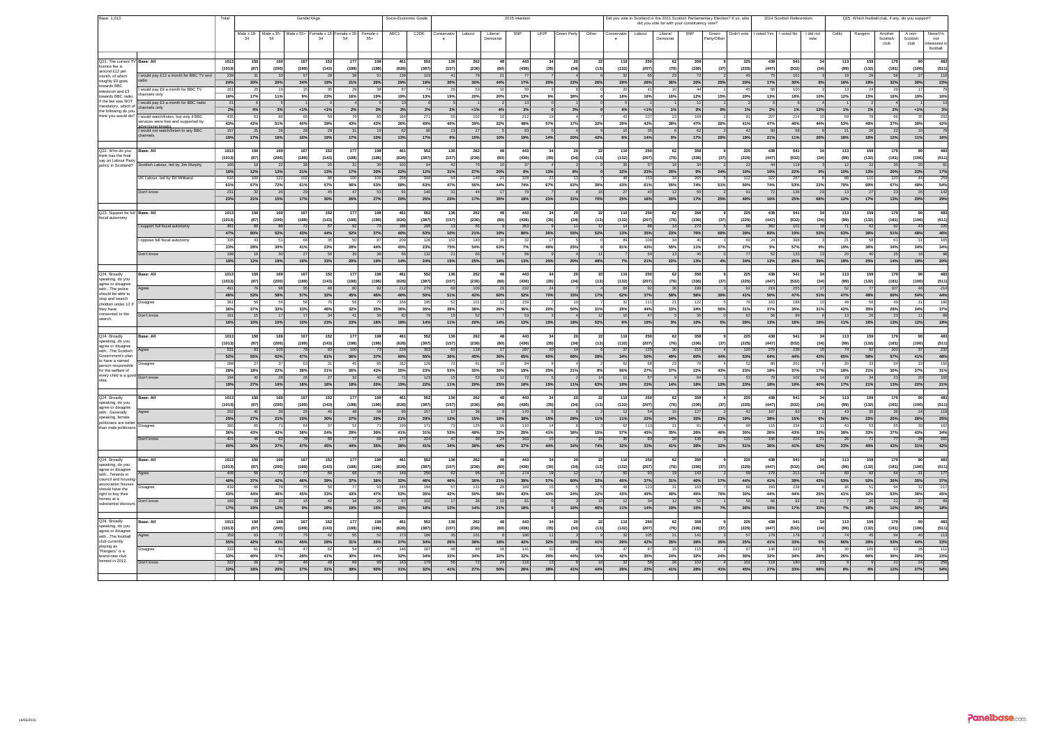Base: 1,013

| | | Total | Gender/Age | | | | | | Socio-Economic Grade | | 2015 intention | | | | | | | Did you vote in Scotland in the 2011 Scottish Parliamentary Election? If so, who did you vote for with your constituency vote? | | | | | | 2014 Scottish Referendum | | | Q15. Which football club, if any, do you support? | | | | |
|---|---|---|---|---|---|---|---|---|---|---|---|---|---|---|---|---|---|---|---|---|---|---|---|---|---|---|---|---|---|---|---|
| | | | Male x 18-34 | Male x 35-54 | Male x 55+ | Female x 18-34 | Female x 35-54 | Female x 55+ | ABC1 | C2DE | Conservative | Labour | Liberal Democrat | SNP | UKIP | Green Party | Other | Conservative | Labour | Liberal Democrat | SNP | Green Party/Other | Didn't vote | I voted Yes | I voted No | I did not vote | Celtic | Rangers | Another Scottish club | A non-Scottish club | None/I'm not interested in football |
| Q21. The current TV licence fee is around £12 per month, which is roughly £9 goes towards BBC television and £3 towards BBC radio. If the fee was NOT mandatory, which of the following do you think you would do? | Base: All | 1013 | 150 | 169 | 167 | 152 | 177 | 198 | 461 | 552 | 136 | 262 | 48 | 443 | 34 | 20 | 22 | 110 | 250 | 62 | 358 | 9 | 225 | 438 | 541 | 34 | 113 | 159 | 179 | 90 | 483 |
| | | (1013) | (87) | (200) | (189) | (143) | (198) | (196) | (626) | (387) | (157) | (236) | (60) | (436) | (35) | (34) | (13) | (132) | (207) | (76) | (336) | (37) | (225) | (447) | (532) | (34) | (99) | (132) | (181) | (100) | (511) |
| | I would pay £12 a month for BBC TV and radio | 239 | 31 | 33 | 57 | 29 | 38 | 51 | 136 | 103 | 41 | 79 | 21 | 77 | 7 | 4 | 8 | 32 | 65 | 23 | 72 | 2 | 45 | 75 | 161 | 3 | 18 | 29 | 58 | 27 | 110 |
| | | 24% | 20% | 20% | 34% | 19% | 21% | 26% | 29% | 19% | 30% | 30% | 44% | 17% | 20% | 22% | 26% | 29% | 29% | 36% | 20% | 25% | 20% | 17% | 30% | 8% | 16% | 18% | 32% | 30% | 23% |
| | I would pay £9 a month for BBC TV channels only | 161 | 25 | 19 | 18 | 35 | 29 | 36 | 87 | 74 | 26 | 53 | 10 | 59 | 3 | 8 | | 20 | 41 | 10 | 44 | 1 | 45 | 58 | 100 | 3 | 13 | 24 | 29 | 17 | 79 |
| | | 16% | 17% | 11% | 9% | 23% | 16% | 19% | 19% | 13% | 19% | 20% | 20% | 13% | 9% | 38% | | 18% | 16% | 16% | 12% | 15% | 20% | 13% | 18% | 10% | 12% | 15% | 16% | 19% | 16% |
| | I would pay £3 a month for BBC radio channels only | 21 | 6 | 5 | 1 | 0 | 4 | 5 | 13 | 8 | 3 | 1 | 2 | 13 | 0 | 1 | | 5 | 1 | 1 | 11 | 1 | 3 | 9 | 8 | 4 | 1 | 2 | 4 | 1 | 13 |
| | | 2% | 4% | 3% | <1% | <1% | 2% | 3% | 3% | 2% | 2% | <1% | 4% | 3% | | 3% | | 4% | <1% | 1% | 3% | 9% | 1% | 2% | 1% | 12% | 1% | 1% | 2% | <1% | 3% |
| | I would watch/listen, but only if BBC services were free and supported by advertising breaks | 435 | 63 | 86 | 66 | 59 | 76 | 85 | 164 | 271 | 55 | 102 | 10 | 212 | 19 | 4 | 7 | 43 | 107 | 23 | 169 | 2 | 91 | 207 | 214 | 15 | 59 | 78 | 66 | 35 | 202 |
| | | 43% | 42% | 51% | 40% | 39% | 43% | 43% | 36% | 49% | 40% | 39% | 22% | 48% | 57% | 17% | 32% | 39% | 43% | 38% | 47% | 26% | 41% | 47% | 40% | 44% | 53% | 49% | 37% | 39% | 42% |
| | I would not watch/listen to any BBC channels | 157 | 25 | 26 | 28 | 28 | 31 | 19 | 62 | 96 | 13 | 27 | 5 | 83 | 5 | 4 | 9 | 10 | 35 | 6 | 62 | 2 | 42 | 90 | 58 | 9 | 21 | 26 | 22 | 10 | 79 |
| | | 16% | 17% | 16% | 16% | 19% | 17% | 10% | 13% | 17% | 9% | 10% | 10% | 19% | 14% | 20% | 42% | 9% | 14% | 9% | 17% | 25% | 19% | 21% | 11% | 26% | 18% | 16% | 12% | 11% | 16% |
| Q22. Who do you think has the final say on Labour Party policy in Scotland? | Base: All | 1013 | 150 | 169 | 167 | 152 | 177 | 198 | 461 | 552 | 136 | 262 | 48 | 443 | 34 | 20 | 22 | 110 | 250 | 62 | 358 | 9 | 225 | 438 | 541 | 34 | 113 | 159 | 179 | 90 | 483 |
| | | (1013) | (87) | (200) | (189) | (143) | (198) | (196) | (626) | (387) | (157) | (236) | (60) | (436) | (35) | (34) | (13) | (132) | (207) | (76) | (336) | (37) | (225) | (447) | (532) | (34) | (99) | (132) | (181) | (100) | (511) |
| | Scottish Labour, led by Jim Murphy | 166 | 18 | 22 | 36 | 20 | 31 | 39 | 102 | 64 | 42 | 70 | 10 | 37 | 4 | 2 | | 35 | 57 | 19 | 34 | 2 | 22 | 44 | 118 | 3 | 12 | 32 | 35 | 20 | 81 |
| | | 16% | 12% | 13% | 21% | 13% | 17% | 20% | 22% | 12% | 31% | 27% | 20% | 8% | 13% | 8% | | 27% | 23% | 25% | 9% | 24% | 10% | 10% | 22% | 9% | 10% | 13% | 20% | 23% | 17% |
| | UK Labour, led by Ed Miliband | 616 | 100 | 123 | 102 | 86 | 100 | 106 | 268 | 348 | 64 | 148 | 21 | 328 | 23 | 13 | | 48 | 153 | 34 | 265 | 5 | 112 | 322 | 287 | 8 | 88 | 110 | 120 | 44 | 259 |
| | | 61% | 67% | 72% | 61% | 57% | 56% | 53% | 58% | 63% | 47% | 56% | 44% | 74% | 67% | 62% | 30% | 43% | 61% | 55% | 74% | 51% | 50% | 74% | 53% | 22% | 78% | 69% | 67% | 49% | 54% |
| | Don't know | 231 | 32 | 26 | 29 | 45 | 47 | 53 | 91 | 140 | 31 | 44 | 17 | 79 | 7 | 6 | 16 | 27 | 40 | 12 | 59 | 2 | 91 | 72 | 136 | 23 | 13 | 27 | 23 | 26 | 142 |
| | | 23% | 21% | 15% | 17% | 30% | 26% | 27% | 20% | 25% | 23% | 17% | 35% | 18% | 21% | 31% | 70% | 25% | 16% | 20% | 17% | 25% | 40% | 16% | 25% | 68% | 12% | 17% | 13% | 29% | 29% |
| Q23. Support for full fiscal autonomy | Base: All | 1013 | 150 | 169 | 167 | 152 | 177 | 198 | 461 | 552 | 136 | 262 | 48 | 443 | 34 | 20 | 22 | 110 | 250 | 62 | 358 | 9 | 225 | 438 | 541 | 34 | 113 | 159 | 179 | 90 | 483 |
| | | (1013) | (87) | (200) | (189) | (143) | (198) | (196) | (626) | (387) | (157) | (236) | (60) | (436) | (35) | (34) | (13) | (132) | (207) | (76) | (336) | (37) | (225) | (447) | (532) | (34) | (99) | (132) | (181) | (100) | (511) |
| | I support full fiscal autonomy | 481 | 89 | 88 | 72 | 67 | 92 | 73 | 186 | 295 | 13 | 55 | 9 | 353 | 9 | 11 | 12 | 14 | 88 | 14 | 272 | 5 | 88 | 362 | 101 | 18 | 71 | 63 | 92 | 43 | 220 |
| | | 47% | 60% | 52% | 43% | 44% | 52% | 37% | 40% | 53% | 10% | 21% | 19% | 80% | 26% | 55% | 52% | 13% | 35% | 23% | 76% | 59% | 39% | 83% | 19% | 53% | 63% | 39% | 51% | 48% | 46% |
| | I oppose full fiscal autonomy | 335 | 43 | 51 | 68 | 35 | 50 | 87 | 209 | 126 | 102 | 140 | 30 | 32 | 17 | 5 | | 89 | 108 | 34 | 40 | 3 | 60 | 24 | 308 | 3 | 21 | 58 | 61 | 31 | 165 |
| | | 33% | 28% | 30% | 41% | 23% | 28% | 44% | 45% | 23% | 75% | 54% | 63% | 7% | 49% | 25% | | 81% | 43% | 55% | 11% | 37% | 27% | 5% | 57% | 9% | 19% | 36% | 34% | 34% | 34% |
| | Don't know | 198 | 18 | 30 | 27 | 50 | 35 | 38 | 66 | 132 | 21 | 66 | 9 | 58 | 9 | 4 | 11 | 7 | 54 | 13 | 46 | 0 | 77 | 52 | 133 | 13 | 20 | 40 | 25 | 16 | 98 |
| | | 19% | 12% | 18% | 16% | 33% | 20% | 19% | 14% | 24% | 15% | 25% | 18% | 13% | 25% | 20% | 48% | 7% | 21% | 22% | 13% | 4% | 34% | 12% | 25% | 39% | 18% | 25% | 14% | 18% | 20% |
| Q24. Broadly speaking, do you agree or disagree with...The police should be able to stop and search children under 12 if they have consented to the search. | Base: All | 1013 | 150 | 169 | 167 | 152 | 177 | 198 | 461 | 552 | 136 | 262 | 48 | 443 | 34 | 20 | 22 | 110 | 250 | 62 | 358 | 9 | 225 | 438 | 541 | 34 | 113 | 159 | 179 | 90 | 483 |
| | | (1013) | (87) | (200) | (189) | (143) | (198) | (196) | (626) | (387) | (157) | (236) | (60) | (436) | (35) | (34) | (13) | (132) | (207) | (76) | (336) | (37) | (225) | (447) | (532) | (34) | (99) | (132) | (181) | (100) | (511) |
| | Agree | 491 | 79 | 98 | 95 | 48 | 80 | 92 | 212 | 279 | 69 | 109 | 29 | 232 | 24 | 7 | 4 | 68 | 92 | 36 | 199 | 3 | 92 | 219 | 255 | 17 | 52 | 77 | 107 | 48 | 214 |
| | | 48% | 53% | 58% | 57% | 32% | 45% | 46% | 46% | 50% | 51% | 42% | 60% | 52% | 70% | 33% | 17% | 62% | 37% | 58% | 56% | 39% | 41% | 50% | 47% | 51% | 47% | 48% | 60% | 54% | 44% |
| | Disagree | 361 | 56 | 54 | 56 | 70 | 56 | 70 | 166 | 195 | 52 | 101 | 12 | 159 | 7 | 10 | 7 | 33 | 111 | 21 | 122 | 5 | 70 | 163 | 188 | 10 | 48 | 56 | 49 | 31 | 180 |
| | | 36% | 37% | 32% | 33% | 46% | 32% | 35% | 36% | 35% | 38% | 38% | 26% | 36% | 20% | 50% | 31% | 29% | 44% | 33% | 34% | 56% | 31% | 37% | 35% | 31% | 42% | 35% | 28% | 34% | 37% |
| | Don't know | 161 | 15 | 17 | 17 | 34 | 41 | 36 | 82 | 79 | 15 | 52 | 7 | 53 | 3 | 4 | 12 | 10 | 47 | 5 | 36 | 0 | 62 | 56 | 99 | 6 | 13 | 26 | 23 | 11 | 89 |
| | | 16% | 10% | 10% | 10% | 23% | 23% | 18% | 18% | 14% | 11% | 20% | 14% | 12% | 10% | 18% | 52% | 9% | 19% | 9% | 10% | 5% | 28% | 13% | 18% | 18% | 11% | 16% | 13% | 12% | 18% |
| Q25. Broadly speaking, do you agree or disagree with...The Scottish Government's plan to have a named person responsible for the welfare of every child is a good idea. | Base: All | 1013 | 150 | 169 | 167 | 152 | 177 | 198 | 461 | 552 | 136 | 262 | 48 | 443 | 34 | 20 | 22 | 110 | 250 | 62 | 358 | 9 | 225 | 438 | 541 | 34 | 113 | 159 | 179 | 90 | 483 |
| | | (1013) | (87) | (200) | (189) | (143) | (198) | (196) | (626) | (387) | (157) | (236) | (60) | (436) | (35) | (34) | (13) | (132) | (207) | (76) | (336) | (37) | (225) | (447) | (532) | (34) | (99) | (132) | (181) | (100) | (511) |
| | Agree | 531 | 83 | 105 | 78 | 93 | 100 | 73 | 228 | 303 | 50 | 118 | 17 | 287 | 20 | 14 | 6 | 37 | 125 | 30 | 215 | 4 | 120 | 279 | 238 | 15 | 74 | 92 | 102 | 37 | 232 |
| | | 52% | 55% | 62% | 47% | 61% | 56% | 37% | 49% | 55% | 36% | 45% | 36% | 65% | 60% | 68% | 28% | 34% | 50% | 49% | 60% | 44% | 53% | 64% | 44% | 43% | 65% | 58% | 57% | 41% | 48% |
| | Disagree | 288 | 27 | 37 | 63 | 31 | 45 | 85 | 162 | 126 | 72 | 91 | 19 | 84 | 8 | 4 | 2 | 62 | 68 | 23 | 79 | 4 | 52 | 80 | 202 | 6 | 20 | 33 | 54 | 33 | 150 |
| | | 28% | 18% | 22% | 38% | 21% | 26% | 43% | 35% | 23% | 53% | 35% | 39% | 19% | 25% | 21% | 8% | 56% | 27% | 37% | 22% | 43% | 23% | 18% | 37% | 17% | 18% | 21% | 30% | 37% | 31% |
| | Don't know | 194 | 40 | 28 | 26 | 27 | 32 | 40 | 71 | 123 | 15 | 53 | 12 | 72 | 5 | 2 | 14 | 11 | 57 | 9 | 64 | 1 | 53 | 79 | 102 | 14 | 19 | 34 | 23 | 20 | 100 |
| | | 19% | 27% | 16% | 16% | 18% | 18% | 20% | 15% | 22% | 11% | 20% | 25% | 16% | 15% | 11% | 63% | 10% | 23% | 14% | 18% | 12% | 23% | 18% | 19% | 40% | 17% | 21% | 13% | 22% | 21% |
| Q26. Broadly speaking, do you agree or disagree with...Generally speaking, female politicians are better than male politicians | Base: All | 1013 | 150 | 169 | 167 | 152 | 177 | 198 | 461 | 552 | 136 | 262 | 48 | 443 | 34 | 20 | 22 | 110 | 250 | 62 | 358 | 9 | 225 | 438 | 541 | 34 | 113 | 159 | 179 | 90 | 483 |
| | | (1013) | (87) | (200) | (189) | (143) | (198) | (196) | (626) | (387) | (157) | (236) | (60) | (436) | (35) | (34) | (13) | (132) | (207) | (76) | (336) | (37) | (225) | (447) | (532) | (34) | (99) | (132) | (181) | (100) | (511) |
| | Agree | 252 | 40 | 36 | 25 | 46 | 48 | 58 | 95 | 157 | 17 | 38 | 9 | 170 | 5 | 6 | 2 | 12 | 54 | 15 | 127 | 2 | 42 | 167 | 83 | 2 | 43 | 35 | 36 | 24 | 119 |
| | | 25% | 27% | 21% | 15% | 30% | 27% | 29% | 21% | 29% | 12% | 15% | 18% | 38% | 15% | 28% | 11% | 11% | 22% | 24% | 35% | 23% | 19% | 38% | 15% | 6% | 38% | 22% | 20% | 26% | 25% |
| | Disagree | 360 | 65 | 71 | 64 | 37 | 52 | 71 | 190 | 171 | 73 | 125 | 16 | 110 | 14 | 8 | 3 | 62 | 113 | 21 | 91 | 4 | 68 | 115 | 234 | 11 | 43 | 53 | 65 | 39 | 162 |
| | | 36% | 43% | 42% | 38% | 24% | 29% | 36% | 41% | 31% | 53% | 48% | 32% | 25% | 41% | 38% | 15% | 57% | 45% | 35% | 26% | 46% | 30% | 26% | 43% | 32% | 38% | 33% | 37% | 43% | 34% |
| | Don't know | 401 | 46 | 62 | 78 | 69 | 77 | 69 | 177 | 224 | 47 | 98 | 24 | 163 | 15 | 7 | 16 | 36 | 83 | 26 | 138 | 3 | 115 | 158 | 224 | 21 | 26 | 71 | 77 | 28 | 201 |
| | | 40% | 30% | 37% | 47% | 45% | 44% | 35% | 38% | 41% | 34% | 38% | 49% | 37% | 44% | 34% | 74% | 32% | 33% | 41% | 39% | 32% | 51% | 36% | 41% | 62% | 23% | 45% | 43% | 31% | 42% |
| Q27. Broadly speaking, do you agree or disagree with...Tenants in council and housing-association houses should have the right to buy their homes at a substantial discount. | Base: All | 1013 | 150 | 169 | 167 | 152 | 177 | 198 | 461 | 552 | 136 | 262 | 48 | 443 | 34 | 20 | 22 | 110 | 250 | 62 | 358 | 9 | 225 | 438 | 541 | 34 | 113 | 159 | 179 | 90 | 483 |
| | | (1013) | (87) | (200) | (189) | (143) | (198) | (196) | (626) | (387) | (157) | (236) | (60) | (436) | (35) | (34) | (13) | (132) | (207) | (76) | (336) | (37) | (225) | (447) | (532) | (34) | (99) | (132) | (181) | (100) | (511) |
| | Agree | 405 | 56 | 71 | 77 | 60 | 66 | 75 | 149 | 256 | 62 | 95 | 10 | 174 | 19 | 12 | 4 | 50 | 93 | 19 | 143 | 2 | 99 | 179 | 211 | 14 | 60 | 82 | 64 | 31 | 177 |
| | | 40% | 37% | 42% | 46% | 39% | 37% | 38% | 32% | 46% | 36% | 36% | 21% | 39% | 57% | 60% | 32% | 45% | 37% | 31% | 40% | 17% | 44% | 41% | 39% | 43% | 53% | 52% | 36% | 35% | 37% |
| | Disagree | 439 | 66 | 78 | 75 | 50 | 77 | 93 | 245 | 194 | 57 | 131 | 28 | 189 | 15 | 5 | 5 | 48 | 123 | 31 | 163 | 7 | 68 | 193 | 238 | 8 | 46 | 51 | 94 | 32 | 217 |
| | | 43% | 44% | 46% | 45% | 33% | 43% | 47% | 53% | 35% | 42% | 50% | 58% | 43% | 43% | 24% | 22% | 43% | 49% | 49% | 45% | 76% | 30% | 44% | 44% | 25% | 41% | 32% | 53% | 36% | 45% |
| | Don't know | 169 | 29 | 20 | 15 | 42 | 34 | 29 | 67 | 102 | 17 | 36 | 10 | 81 | 0 | 3 | 10 | 12 | 34 | 12 | 52 | 1 | 58 | 66 | 92 | 11 | 7 | 26 | 21 | 27 | 89 |
| | | 17% | 19% | 12% | 9% | 28% | 19% | 15% | 15% | 18% | 12% | 14% | 21% | 18% | | 16% | 46% | 11% | 14% | 19% | 15% | 7% | 26% | 15% | 17% | 33% | 7% | 16% | 12% | 30% | 18% |
| Q28. Broadly speaking, do you agree or disagree with...The football club currently playing as "Rangers" is a brand-new club formed in 2012. | Base: All | 1013 | 150 | 169 | 167 | 152 | 177 | 198 | 461 | 552 | 136 | 262 | 48 | 443 | 34 | 20 | 22 | 110 | 250 | 62 | 358 | 9 | 225 | 438 | 541 | 34 | 113 | 159 | 179 | 90 | 483 |
| | | (1013) | (87) | (200) | (189) | (143) | (198) | (196) | (626) | (387) | (157) | (236) | (60) | (436) | (35) | (34) | (13) | (132) | (207) | (76) | (336) | (37) | (225) | (447) | (532) | (34) | (99) | (132) | (181) | (100) | (511) |
| | Agree | 359 | 63 | 72 | 75 | 42 | 55 | 52 | 173 | 186 | 35 | 101 | 8 | 186 | 11 | 3 | 9 | 32 | 105 | 21 | 141 | 3 | 57 | 179 | 178 | 2 | 74 | 45 | 94 | 40 | 113 |
| | | 35% | 42% | 43% | 45% | 28% | 31% | 26% | 37% | 34% | 26% | 38% | 18% | 42% | 32% | 15% | 41% | 29% | 42% | 35% | 39% | 35% | 25% | 41% | 33% | 5% | 66% | 28% | 53% | 44% | 23% |
| | Disagree | 333 | 61 | 63 | 47 | 62 | 54 | 47 | 146 | 187 | 46 | 89 | 16 | 141 | 10 | 9 | 3 | 47 | 87 | 15 | 115 | 2 | 67 | 140 | 183 | 9 | 30 | 105 | 63 | 26 | 111 |
| | | 33% | 40% | 37% | 28% | 41% | 30% | 24% | 32% | 34% | 33% | 34% | 32% | 32% | 29% | 44% | 15% | 42% | 35% | 24% | 32% | 24% | 30% | 32% | 34% | 28% | 26% | 66% | 36% | 29% | 23% |
| | Don't know | 322 | 26 | 34 | 46 | 48 | 69 | 99 | 143 | 179 | 56 | 72 | 24 | 116 | 13 | 8 | 10 | 32 | 58 | 26 | 102 | 4 | 101 | 119 | 180 | 23 | 9 | 9 | 21 | 24 | 259 |
| | | 32% | 18% | 20% | 27% | 31% | 39% | 50% | 31% | 32% | 41% | 27% | 50% | 26% | 38% | 41% | 44% | 29% | 23% | 41% | 28% | 41% | 45% | 27% | 33% | 68% | 8% | 6% | 12% | 27% | 54% |